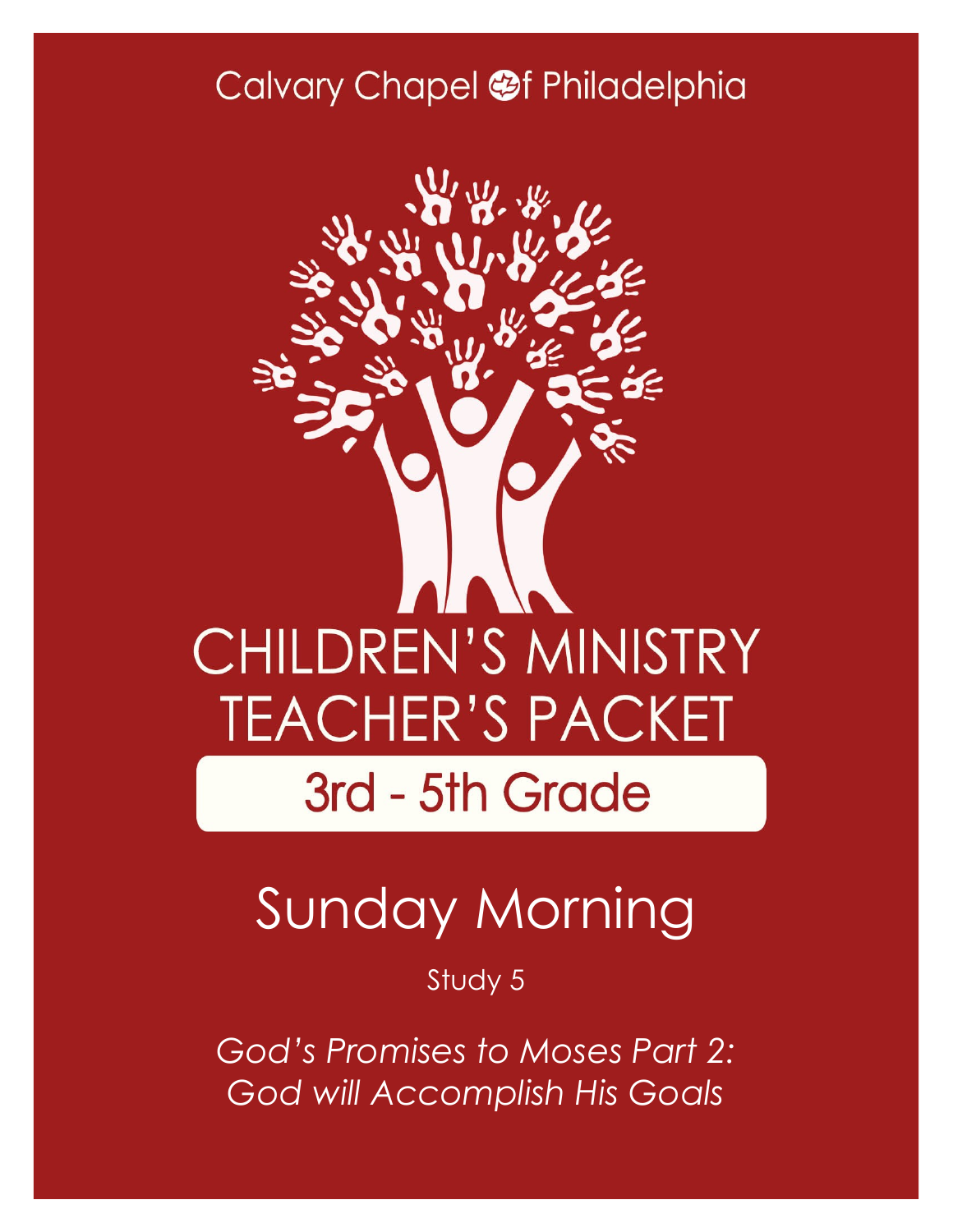Calvary Chapel of Philadelphia

# CHILDREN'S MINISTRY TEACHER'S PACKET

## 3rd - 5th Grade

# Sunday Morning

Study 5

*God's Promises to Moses Part 2: God will Accomplish His Goals*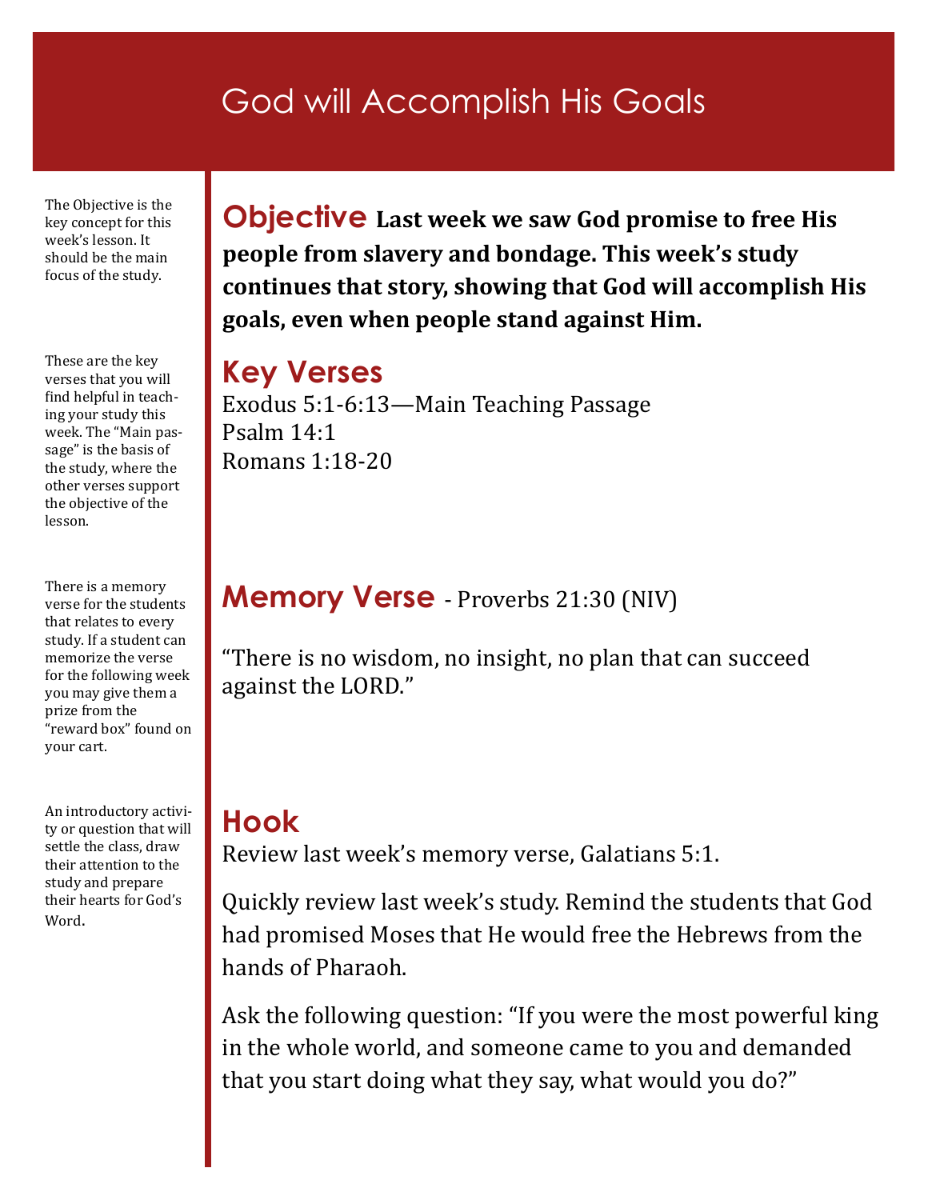# God will Accomplish His Goals

The Objective is the key concept for this week's lesson. It should be the main focus of the study.

## Objective

**Last week we saw God promise to free His people from slavery and bondage. This week's study continues that story, showing that God will accomplish His goals, even when people stand against Him.**

These are the key verses that you will find helpful in teaching your study this week. The "Main passage" is the basis of the study, where the other verses support the objective of the lesson.

## Key Verses

Exodus 5:1-6:13—Main Teaching Passage
Psalm 14:1
Romans 1:18-20

There is a memory verse for the students that relates to every study. If a student can memorize the verse for the following week you may give them a prize from the "reward box" found on your cart.

## Memory Verse - Proverbs 21:30 (NIV)

"There is no wisdom, no insight, no plan that can succeed against the LORD."

An introductory activity or question that will settle the class, draw their attention to the study and prepare their hearts for God's Word.

## Hook

Review last week's memory verse, Galatians 5:1.

Quickly review last week's study. Remind the students that God had promised Moses that He would free the Hebrews from the hands of Pharaoh.

Ask the following question: "If you were the most powerful king in the whole world, and someone came to you and demanded that you start doing what they say, what would you do?"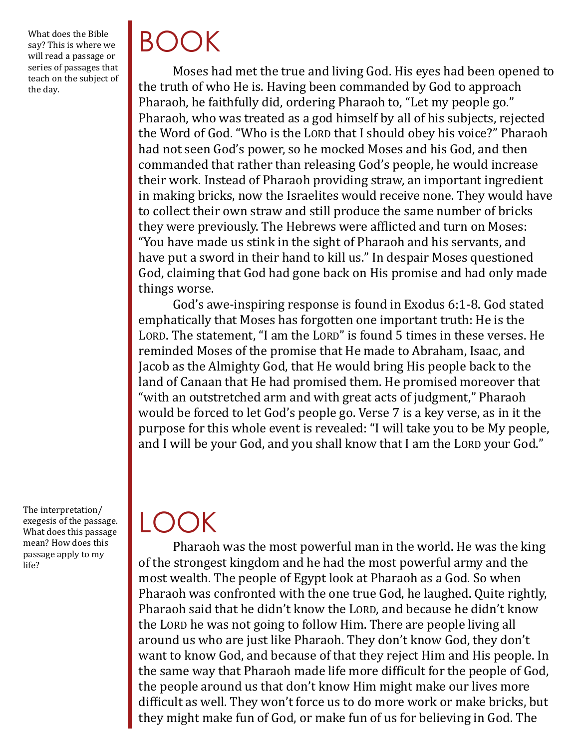What does the Bible say? This is where we will read a passage or series of passages that teach on the subject of the day.

# BOOK

Moses had met the true and living God. His eyes had been opened to the truth of who He is. Having been commanded by God to approach Pharaoh, he faithfully did, ordering Pharaoh to, "Let my people go." Pharaoh, who was treated as a god himself by all of his subjects, rejected the Word of God. "Who is the LORD that I should obey his voice?" Pharaoh had not seen God's power, so he mocked Moses and his God, and then commanded that rather than releasing God's people, he would increase their work. Instead of Pharaoh providing straw, an important ingredient in making bricks, now the Israelites would receive none. They would have to collect their own straw and still produce the same number of bricks they were previously. The Hebrews were afflicted and turn on Moses: "You have made us stink in the sight of Pharaoh and his servants, and have put a sword in their hand to kill us." In despair Moses questioned God, claiming that God had gone back on His promise and had only made things worse.

God's awe-inspiring response is found in Exodus 6:1-8. God stated emphatically that Moses has forgotten one important truth: He is the LORD. The statement, "I am the LORD" is found 5 times in these verses. He reminded Moses of the promise that He made to Abraham, Isaac, and Jacob as the Almighty God, that He would bring His people back to the land of Canaan that He had promised them. He promised moreover that "with an outstretched arm and with great acts of judgment," Pharaoh would be forced to let God's people go. Verse 7 is a key verse, as in it the purpose for this whole event is revealed: "I will take you to be My people, and I will be your God, and you shall know that I am the LORD your God."

The interpretation/exegesis of the passage. What does this passage mean? How does this passage apply to my life?

# LOOK

Pharaoh was the most powerful man in the world. He was the king of the strongest kingdom and he had the most powerful army and the most wealth. The people of Egypt look at Pharaoh as a God. So when Pharaoh was confronted with the one true God, he laughed. Quite rightly, Pharaoh said that he didn't know the LORD, and because he didn't know the LORD he was not going to follow Him. There are people living all around us who are just like Pharaoh. They don't know God, they don't want to know God, and because of that they reject Him and His people. In the same way that Pharaoh made life more difficult for the people of God, the people around us that don't know Him might make our lives more difficult as well. They won't force us to do more work or make bricks, but they might make fun of God, or make fun of us for believing in God. The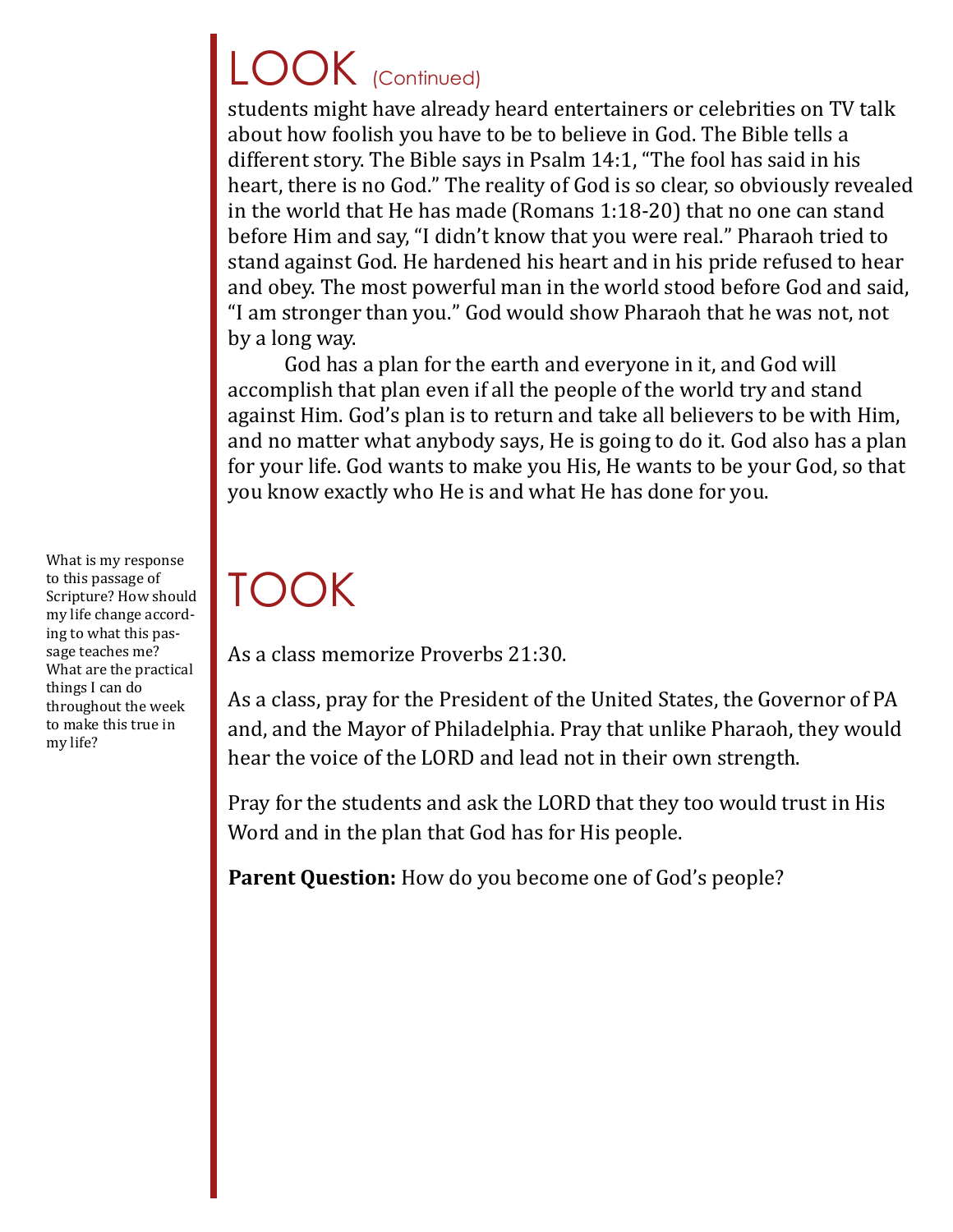# LOOK (Continued)

students might have already heard entertainers or celebrities on TV talk about how foolish you have to be to believe in God. The Bible tells a different story. The Bible says in Psalm 14:1, "The fool has said in his heart, there is no God." The reality of God is so clear, so obviously revealed in the world that He has made (Romans 1:18-20) that no one can stand before Him and say, "I didn't know that you were real." Pharaoh tried to stand against God. He hardened his heart and in his pride refused to hear and obey. The most powerful man in the world stood before God and said, "I am stronger than you." God would show Pharaoh that he was not, not by a long way.

God has a plan for the earth and everyone in it, and God will accomplish that plan even if all the people of the world try and stand against Him. God's plan is to return and take all believers to be with Him, and no matter what anybody says, He is going to do it. God also has a plan for your life. God wants to make you His, He wants to be your God, so that you know exactly who He is and what He has done for you.

# TOOK

What is my response to this passage of Scripture? How should my life change according to what this passage teaches me? What are the practical things I can do throughout the week to make this true in my life?

As a class memorize Proverbs 21:30.

As a class, pray for the President of the United States, the Governor of PA and, and the Mayor of Philadelphia. Pray that unlike Pharaoh, they would hear the voice of the LORD and lead not in their own strength.

Pray for the students and ask the LORD that they too would trust in His Word and in the plan that God has for His people.

**Parent Question:** How do you become one of God's people?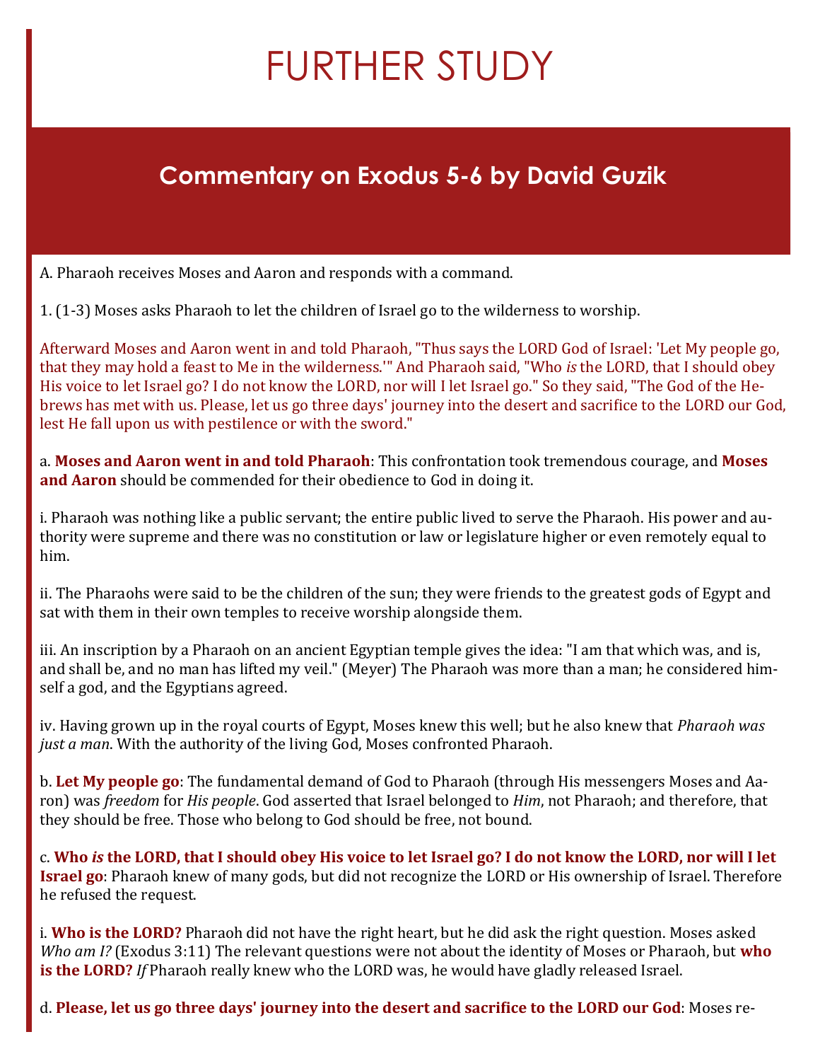# FURTHER STUDY

## Commentary on Exodus 5-6 by David Guzik

A. Pharaoh receives Moses and Aaron and responds with a command.

1. (1-3) Moses asks Pharaoh to let the children of Israel go to the wilderness to worship.

Afterward Moses and Aaron went in and told Pharaoh, "Thus says the LORD God of Israel: 'Let My people go, that they may hold a feast to Me in the wilderness.'" And Pharaoh said, "Who *is* the LORD, that I should obey His voice to let Israel go? I do not know the LORD, nor will I let Israel go." So they said, "The God of the Hebrews has met with us. Please, let us go three days' journey into the desert and sacrifice to the LORD our God, lest He fall upon us with pestilence or with the sword."

a. **Moses and Aaron went in and told Pharaoh**: This confrontation took tremendous courage, and **Moses and Aaron** should be commended for their obedience to God in doing it.

i. Pharaoh was nothing like a public servant; the entire public lived to serve the Pharaoh. His power and authority were supreme and there was no constitution or law or legislature higher or even remotely equal to him.

ii. The Pharaohs were said to be the children of the sun; they were friends to the greatest gods of Egypt and sat with them in their own temples to receive worship alongside them.

iii. An inscription by a Pharaoh on an ancient Egyptian temple gives the idea: "I am that which was, and is, and shall be, and no man has lifted my veil." (Meyer) The Pharaoh was more than a man; he considered himself a god, and the Egyptians agreed.

iv. Having grown up in the royal courts of Egypt, Moses knew this well; but he also knew that *Pharaoh was just a man*. With the authority of the living God, Moses confronted Pharaoh.

b. **Let My people go**: The fundamental demand of God to Pharaoh (through His messengers Moses and Aaron) was *freedom* for *His people*. God asserted that Israel belonged to *Him*, not Pharaoh; and therefore, that they should be free. Those who belong to God should be free, not bound.

c. **Who *is* the LORD, that I should obey His voice to let Israel go? I do not know the LORD, nor will I let Israel go**: Pharaoh knew of many gods, but did not recognize the LORD or His ownership of Israel. Therefore he refused the request.

i. **Who is the LORD?** Pharaoh did not have the right heart, but he did ask the right question. Moses asked *Who am I?* (Exodus 3:11) The relevant questions were not about the identity of Moses or Pharaoh, but **who is the LORD?** *If* Pharaoh really knew who the LORD was, he would have gladly released Israel.

d. **Please, let us go three days' journey into the desert and sacrifice to the LORD our God**: Moses re-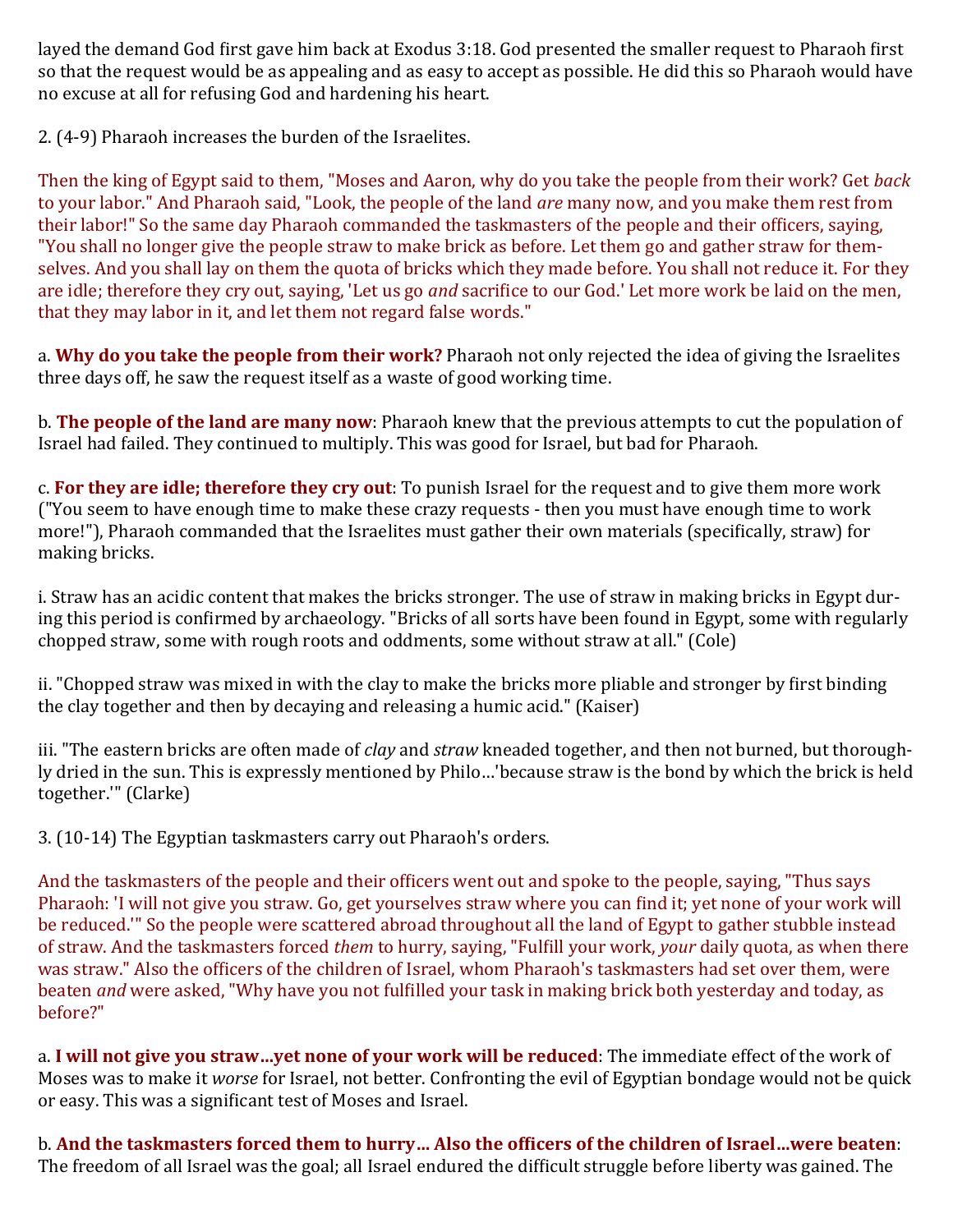layed the demand God first gave him back at Exodus 3:18. God presented the smaller request to Pharaoh first so that the request would be as appealing and as easy to accept as possible. He did this so Pharaoh would have no excuse at all for refusing God and hardening his heart.

2. (4-9) Pharaoh increases the burden of the Israelites.

Then the king of Egypt said to them, "Moses and Aaron, why do you take the people from their work? Get *back* to your labor." And Pharaoh said, "Look, the people of the land *are* many now, and you make them rest from their labor!" So the same day Pharaoh commanded the taskmasters of the people and their officers, saying, "You shall no longer give the people straw to make brick as before. Let them go and gather straw for themselves. And you shall lay on them the quota of bricks which they made before. You shall not reduce it. For they are idle; therefore they cry out, saying, 'Let us go *and* sacrifice to our God.' Let more work be laid on the men, that they may labor in it, and let them not regard false words."

a. **Why do you take the people from their work?** Pharaoh not only rejected the idea of giving the Israelites three days off, he saw the request itself as a waste of good working time.

b. **The people of the land are many now**: Pharaoh knew that the previous attempts to cut the population of Israel had failed. They continued to multiply. This was good for Israel, but bad for Pharaoh.

c. **For they are idle; therefore they cry out**: To punish Israel for the request and to give them more work ("You seem to have enough time to make these crazy requests - then you must have enough time to work more!"), Pharaoh commanded that the Israelites must gather their own materials (specifically, straw) for making bricks.

i. Straw has an acidic content that makes the bricks stronger. The use of straw in making bricks in Egypt during this period is confirmed by archaeology. "Bricks of all sorts have been found in Egypt, some with regularly chopped straw, some with rough roots and oddments, some without straw at all." (Cole)

ii. "Chopped straw was mixed in with the clay to make the bricks more pliable and stronger by first binding the clay together and then by decaying and releasing a humic acid." (Kaiser)

iii. "The eastern bricks are often made of *clay* and *straw* kneaded together, and then not burned, but thoroughly dried in the sun. This is expressly mentioned by Philo…'because straw is the bond by which the brick is held together.'" (Clarke)

3. (10-14) The Egyptian taskmasters carry out Pharaoh's orders.

And the taskmasters of the people and their officers went out and spoke to the people, saying, "Thus says Pharaoh: 'I will not give you straw. Go, get yourselves straw where you can find it; yet none of your work will be reduced.'" So the people were scattered abroad throughout all the land of Egypt to gather stubble instead of straw. And the taskmasters forced *them* to hurry, saying, "Fulfill your work, *your* daily quota, as when there was straw." Also the officers of the children of Israel, whom Pharaoh's taskmasters had set over them, were beaten *and* were asked, "Why have you not fulfilled your task in making brick both yesterday and today, as before?"

a. **I will not give you straw…yet none of your work will be reduced**: The immediate effect of the work of Moses was to make it *worse* for Israel, not better. Confronting the evil of Egyptian bondage would not be quick or easy. This was a significant test of Moses and Israel.

b. **And the taskmasters forced them to hurry… Also the officers of the children of Israel…were beaten**: The freedom of all Israel was the goal; all Israel endured the difficult struggle before liberty was gained. The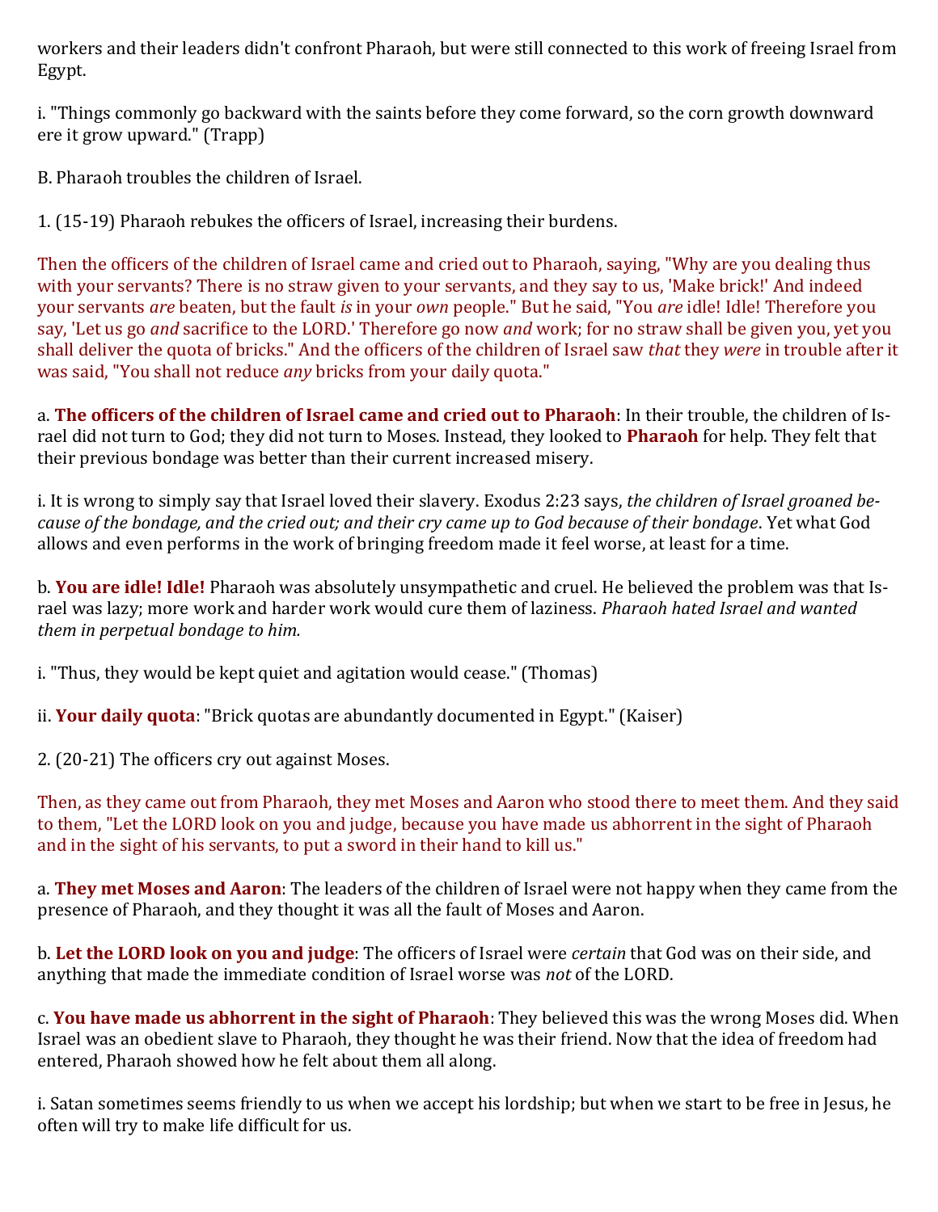workers and their leaders didn't confront Pharaoh, but were still connected to this work of freeing Israel from Egypt.

i. "Things commonly go backward with the saints before they come forward, so the corn growth downward ere it grow upward." (Trapp)

B. Pharaoh troubles the children of Israel.

1. (15-19) Pharaoh rebukes the officers of Israel, increasing their burdens.

Then the officers of the children of Israel came and cried out to Pharaoh, saying, "Why are you dealing thus with your servants? There is no straw given to your servants, and they say to us, 'Make brick!' And indeed your servants *are* beaten, but the fault *is* in your *own* people." But he said, "You *are* idle! Idle! Therefore you say, 'Let us go *and* sacrifice to the LORD.' Therefore go now *and* work; for no straw shall be given you, yet you shall deliver the quota of bricks." And the officers of the children of Israel saw *that* they *were* in trouble after it was said, "You shall not reduce *any* bricks from your daily quota."

a. **The officers of the children of Israel came and cried out to Pharaoh**: In their trouble, the children of Israel did not turn to God; they did not turn to Moses. Instead, they looked to **Pharaoh** for help. They felt that their previous bondage was better than their current increased misery.

i. It is wrong to simply say that Israel loved their slavery. Exodus 2:23 says, *the children of Israel groaned because of the bondage, and the cried out; and their cry came up to God because of their bondage*. Yet what God allows and even performs in the work of bringing freedom made it feel worse, at least for a time.

b. **You are idle! Idle!** Pharaoh was absolutely unsympathetic and cruel. He believed the problem was that Israel was lazy; more work and harder work would cure them of laziness. *Pharaoh hated Israel and wanted them in perpetual bondage to him.*

i. "Thus, they would be kept quiet and agitation would cease." (Thomas)

ii. **Your daily quota**: "Brick quotas are abundantly documented in Egypt." (Kaiser)

2. (20-21) The officers cry out against Moses.

Then, as they came out from Pharaoh, they met Moses and Aaron who stood there to meet them. And they said to them, "Let the LORD look on you and judge, because you have made us abhorrent in the sight of Pharaoh and in the sight of his servants, to put a sword in their hand to kill us."

a. **They met Moses and Aaron**: The leaders of the children of Israel were not happy when they came from the presence of Pharaoh, and they thought it was all the fault of Moses and Aaron.

b. **Let the LORD look on you and judge**: The officers of Israel were *certain* that God was on their side, and anything that made the immediate condition of Israel worse was *not* of the LORD.

c. **You have made us abhorrent in the sight of Pharaoh**: They believed this was the wrong Moses did. When Israel was an obedient slave to Pharaoh, they thought he was their friend. Now that the idea of freedom had entered, Pharaoh showed how he felt about them all along.

i. Satan sometimes seems friendly to us when we accept his lordship; but when we start to be free in Jesus, he often will try to make life difficult for us.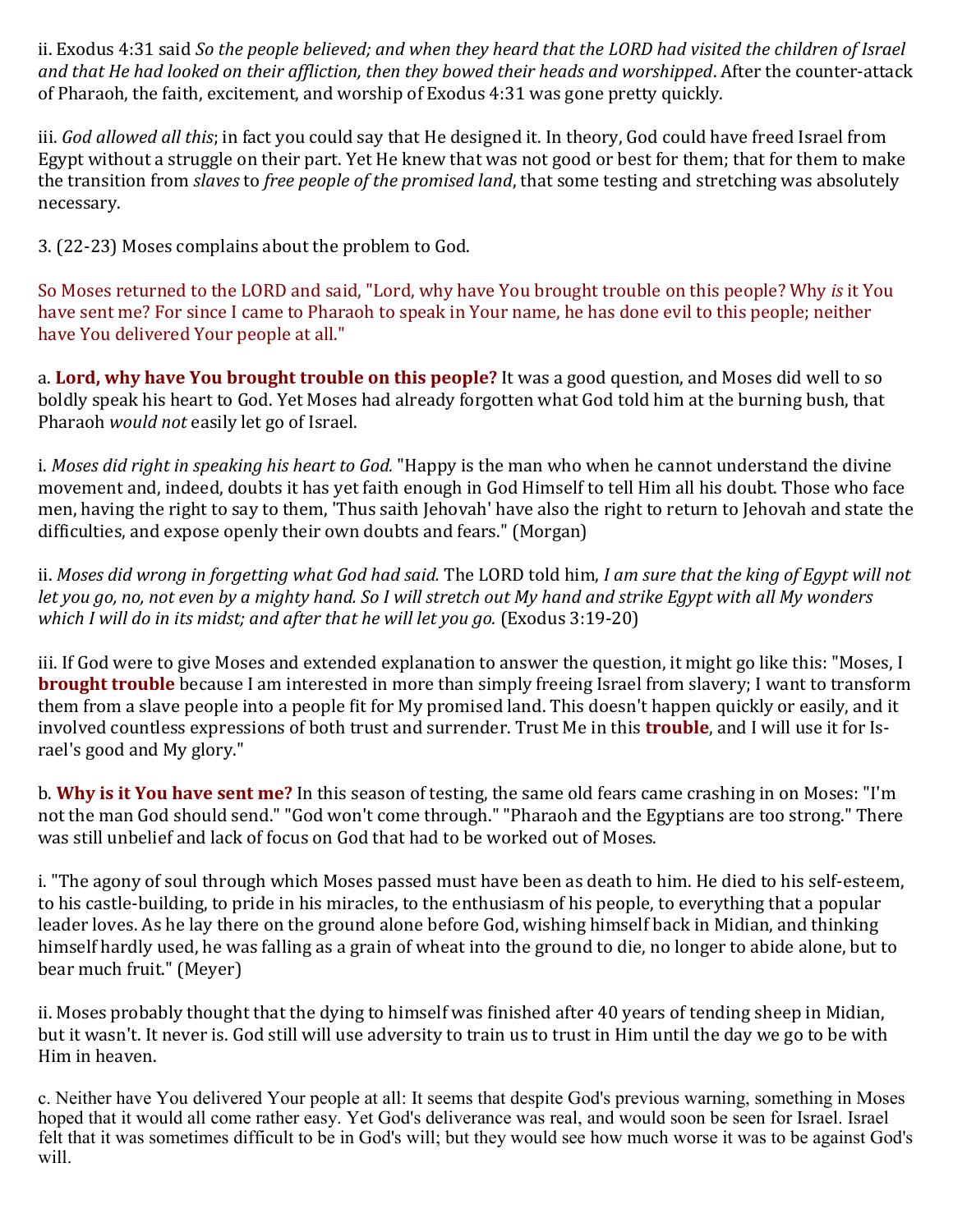ii. Exodus 4:31 said *So the people believed; and when they heard that the LORD had visited the children of Israel and that He had looked on their affliction, then they bowed their heads and worshipped*. After the counter-attack of Pharaoh, the faith, excitement, and worship of Exodus 4:31 was gone pretty quickly.

iii. *God allowed all this*; in fact you could say that He designed it. In theory, God could have freed Israel from Egypt without a struggle on their part. Yet He knew that was not good or best for them; that for them to make the transition from *slaves* to *free people of the promised land*, that some testing and stretching was absolutely necessary.

3. (22-23) Moses complains about the problem to God.

So Moses returned to the LORD and said, "Lord, why have You brought trouble on this people? Why *is* it You have sent me? For since I came to Pharaoh to speak in Your name, he has done evil to this people; neither have You delivered Your people at all."

a. **Lord, why have You brought trouble on this people?** It was a good question, and Moses did well to so boldly speak his heart to God. Yet Moses had already forgotten what God told him at the burning bush, that Pharaoh *would not* easily let go of Israel.

i. *Moses did right in speaking his heart to God.* "Happy is the man who when he cannot understand the divine movement and, indeed, doubts it has yet faith enough in God Himself to tell Him all his doubt. Those who face men, having the right to say to them, 'Thus saith Jehovah' have also the right to return to Jehovah and state the difficulties, and expose openly their own doubts and fears." (Morgan)

ii. *Moses did wrong in forgetting what God had said.* The LORD told him, *I am sure that the king of Egypt will not let you go, no, not even by a mighty hand. So I will stretch out My hand and strike Egypt with all My wonders which I will do in its midst; and after that he will let you go.* (Exodus 3:19-20)

iii. If God were to give Moses and extended explanation to answer the question, it might go like this: "Moses, I **brought trouble** because I am interested in more than simply freeing Israel from slavery; I want to transform them from a slave people into a people fit for My promised land. This doesn't happen quickly or easily, and it involved countless expressions of both trust and surrender. Trust Me in this **trouble**, and I will use it for Israel's good and My glory."

b. **Why is it You have sent me?** In this season of testing, the same old fears came crashing in on Moses: "I'm not the man God should send." "God won't come through." "Pharaoh and the Egyptians are too strong." There was still unbelief and lack of focus on God that had to be worked out of Moses.

i. "The agony of soul through which Moses passed must have been as death to him. He died to his self-esteem, to his castle-building, to pride in his miracles, to the enthusiasm of his people, to everything that a popular leader loves. As he lay there on the ground alone before God, wishing himself back in Midian, and thinking himself hardly used, he was falling as a grain of wheat into the ground to die, no longer to abide alone, but to bear much fruit." (Meyer)

ii. Moses probably thought that the dying to himself was finished after 40 years of tending sheep in Midian, but it wasn't. It never is. God still will use adversity to train us to trust in Him until the day we go to be with Him in heaven.

c. Neither have You delivered Your people at all: It seems that despite God's previous warning, something in Moses hoped that it would all come rather easy. Yet God's deliverance was real, and would soon be seen for Israel. Israel felt that it was sometimes difficult to be in God's will; but they would see how much worse it was to be against God's will.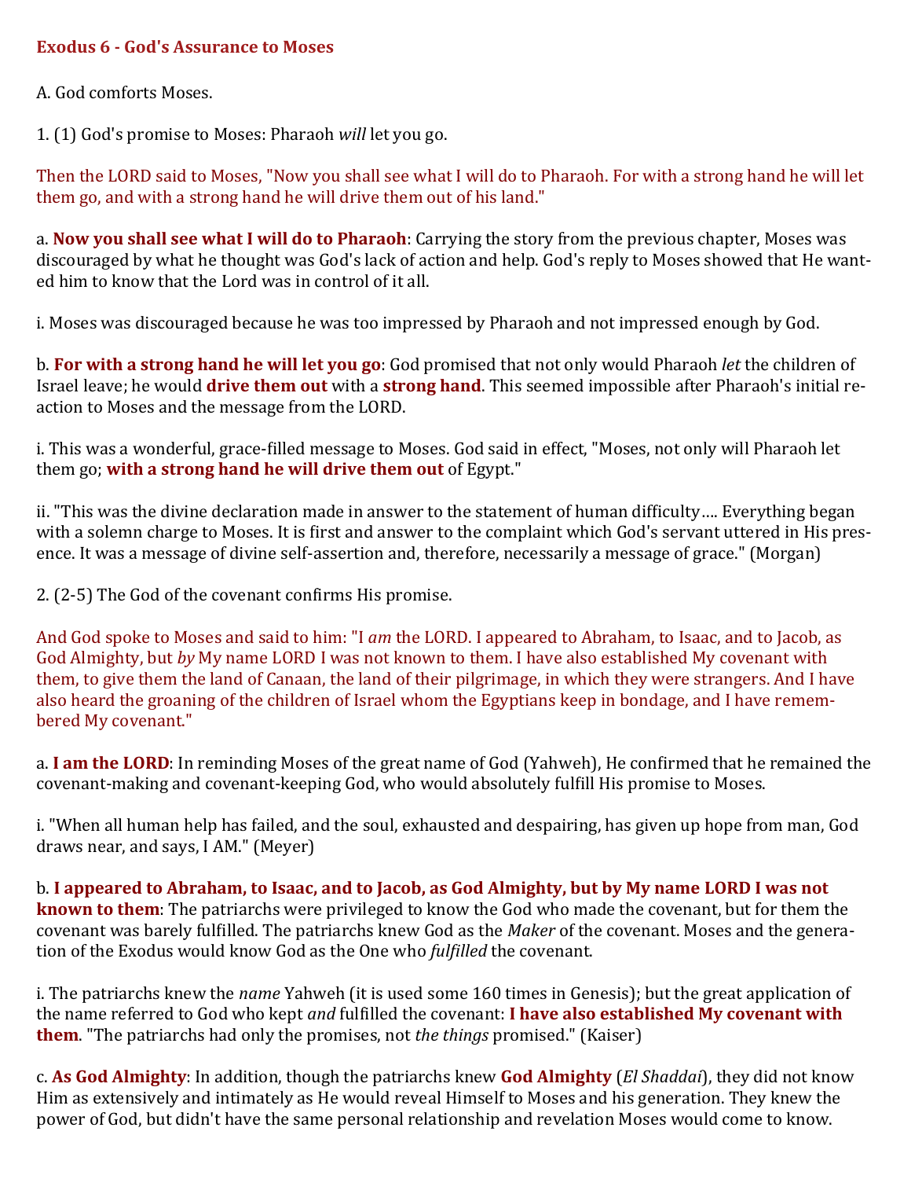**Exodus 6 - God's Assurance to Moses**

A. God comforts Moses.

1. (1) God's promise to Moses: Pharaoh *will* let you go.

Then the LORD said to Moses, "Now you shall see what I will do to Pharaoh. For with a strong hand he will let them go, and with a strong hand he will drive them out of his land."

a. **Now you shall see what I will do to Pharaoh**: Carrying the story from the previous chapter, Moses was discouraged by what he thought was God's lack of action and help. God's reply to Moses showed that He wanted him to know that the Lord was in control of it all.

i. Moses was discouraged because he was too impressed by Pharaoh and not impressed enough by God.

b. **For with a strong hand he will let you go**: God promised that not only would Pharaoh *let* the children of Israel leave; he would **drive them out** with a **strong hand**. This seemed impossible after Pharaoh's initial reaction to Moses and the message from the LORD.

i. This was a wonderful, grace-filled message to Moses. God said in effect, "Moses, not only will Pharaoh let them go; **with a strong hand he will drive them out** of Egypt."

ii. "This was the divine declaration made in answer to the statement of human difficulty.... Everything began with a solemn charge to Moses. It is first and answer to the complaint which God's servant uttered in His presence. It was a message of divine self-assertion and, therefore, necessarily a message of grace." (Morgan)

2. (2-5) The God of the covenant confirms His promise.

And God spoke to Moses and said to him: "I *am* the LORD. I appeared to Abraham, to Isaac, and to Jacob, as God Almighty, but *by* My name LORD I was not known to them. I have also established My covenant with them, to give them the land of Canaan, the land of their pilgrimage, in which they were strangers. And I have also heard the groaning of the children of Israel whom the Egyptians keep in bondage, and I have remembered My covenant."

a. **I am the LORD**: In reminding Moses of the great name of God (Yahweh), He confirmed that he remained the covenant-making and covenant-keeping God, who would absolutely fulfill His promise to Moses.

i. "When all human help has failed, and the soul, exhausted and despairing, has given up hope from man, God draws near, and says, I AM." (Meyer)

b. **I appeared to Abraham, to Isaac, and to Jacob, as God Almighty, but by My name LORD I was not known to them**: The patriarchs were privileged to know the God who made the covenant, but for them the covenant was barely fulfilled. The patriarchs knew God as the *Maker* of the covenant. Moses and the generation of the Exodus would know God as the One who *fulfilled* the covenant.

i. The patriarchs knew the *name* Yahweh (it is used some 160 times in Genesis); but the great application of the name referred to God who kept *and* fulfilled the covenant: **I have also established My covenant with them**. "The patriarchs had only the promises, not *the things* promised." (Kaiser)

c. **As God Almighty**: In addition, though the patriarchs knew **God Almighty** (*El Shaddai*), they did not know Him as extensively and intimately as He would reveal Himself to Moses and his generation. They knew the power of God, but didn't have the same personal relationship and revelation Moses would come to know.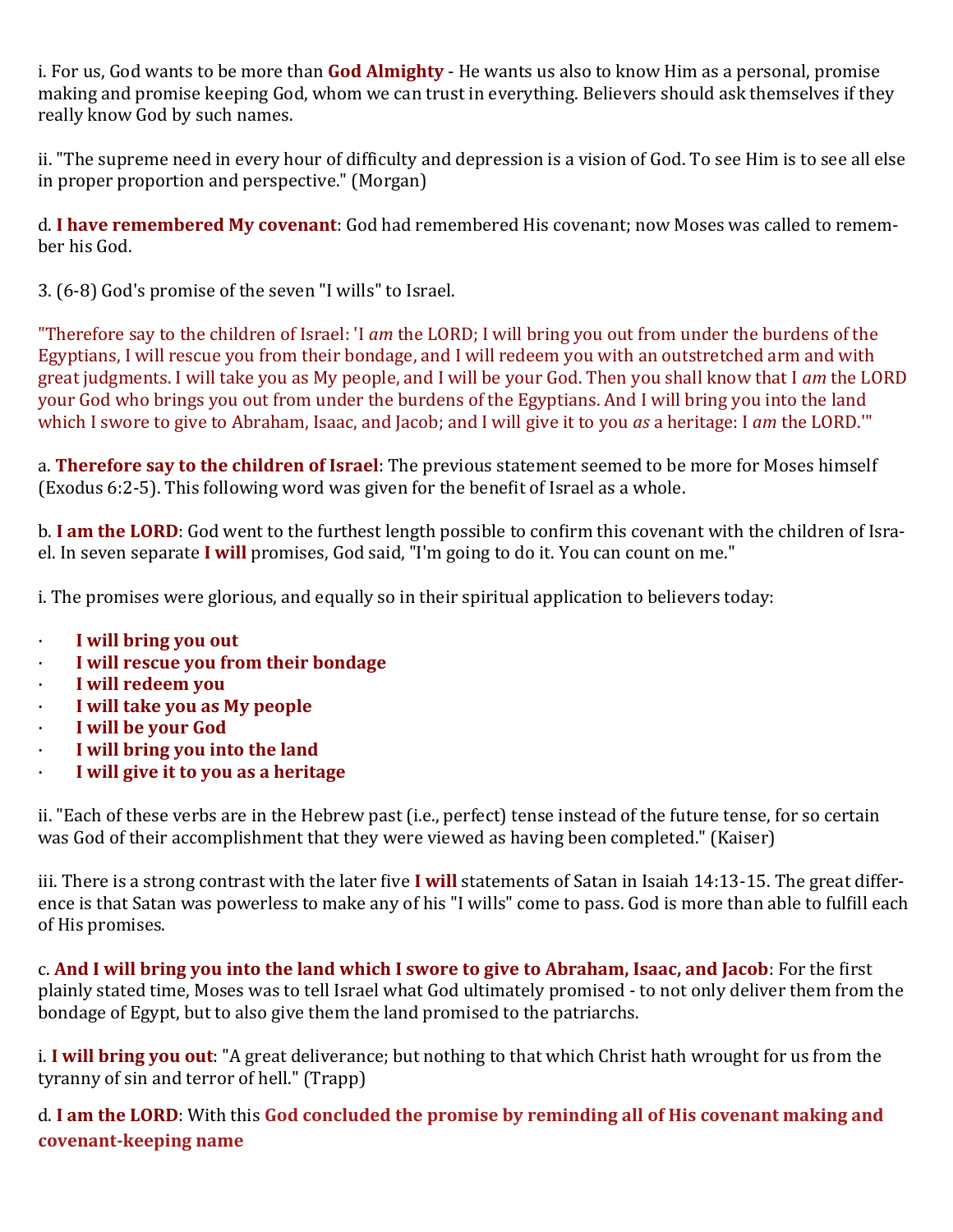i. For us, God wants to be more than **God Almighty** - He wants us also to know Him as a personal, promise making and promise keeping God, whom we can trust in everything. Believers should ask themselves if they really know God by such names.

ii. "The supreme need in every hour of difficulty and depression is a vision of God. To see Him is to see all else in proper proportion and perspective." (Morgan)

d. **I have remembered My covenant**: God had remembered His covenant; now Moses was called to remember his God.

3. (6-8) God's promise of the seven "I wills" to Israel.

"Therefore say to the children of Israel: 'I *am* the LORD; I will bring you out from under the burdens of the Egyptians, I will rescue you from their bondage, and I will redeem you with an outstretched arm and with great judgments. I will take you as My people, and I will be your God. Then you shall know that I *am* the LORD your God who brings you out from under the burdens of the Egyptians. And I will bring you into the land which I swore to give to Abraham, Isaac, and Jacob; and I will give it to you *as* a heritage: I *am* the LORD.'"

a. **Therefore say to the children of Israel**: The previous statement seemed to be more for Moses himself (Exodus 6:2-5). This following word was given for the benefit of Israel as a whole.

b. **I am the LORD**: God went to the furthest length possible to confirm this covenant with the children of Israel. In seven separate **I will** promises, God said, "I'm going to do it. You can count on me."

i. The promises were glorious, and equally so in their spiritual application to believers today:

- **I will bring you out**
- **I will rescue you from their bondage**
- **I will redeem you**
- **I will take you as My people**
- **I will be your God**
- **I will bring you into the land**
- **I will give it to you as a heritage**

ii. "Each of these verbs are in the Hebrew past (i.e., perfect) tense instead of the future tense, for so certain was God of their accomplishment that they were viewed as having been completed." (Kaiser)

iii. There is a strong contrast with the later five **I will** statements of Satan in Isaiah 14:13-15. The great difference is that Satan was powerless to make any of his "I wills" come to pass. God is more than able to fulfill each of His promises.

c. **And I will bring you into the land which I swore to give to Abraham, Isaac, and Jacob**: For the first plainly stated time, Moses was to tell Israel what God ultimately promised - to not only deliver them from the bondage of Egypt, but to also give them the land promised to the patriarchs.

i. **I will bring you out**: "A great deliverance; but nothing to that which Christ hath wrought for us from the tyranny of sin and terror of hell." (Trapp)

d. **I am the LORD**: With this **God concluded the promise by reminding all of His covenant making and covenant-keeping name**